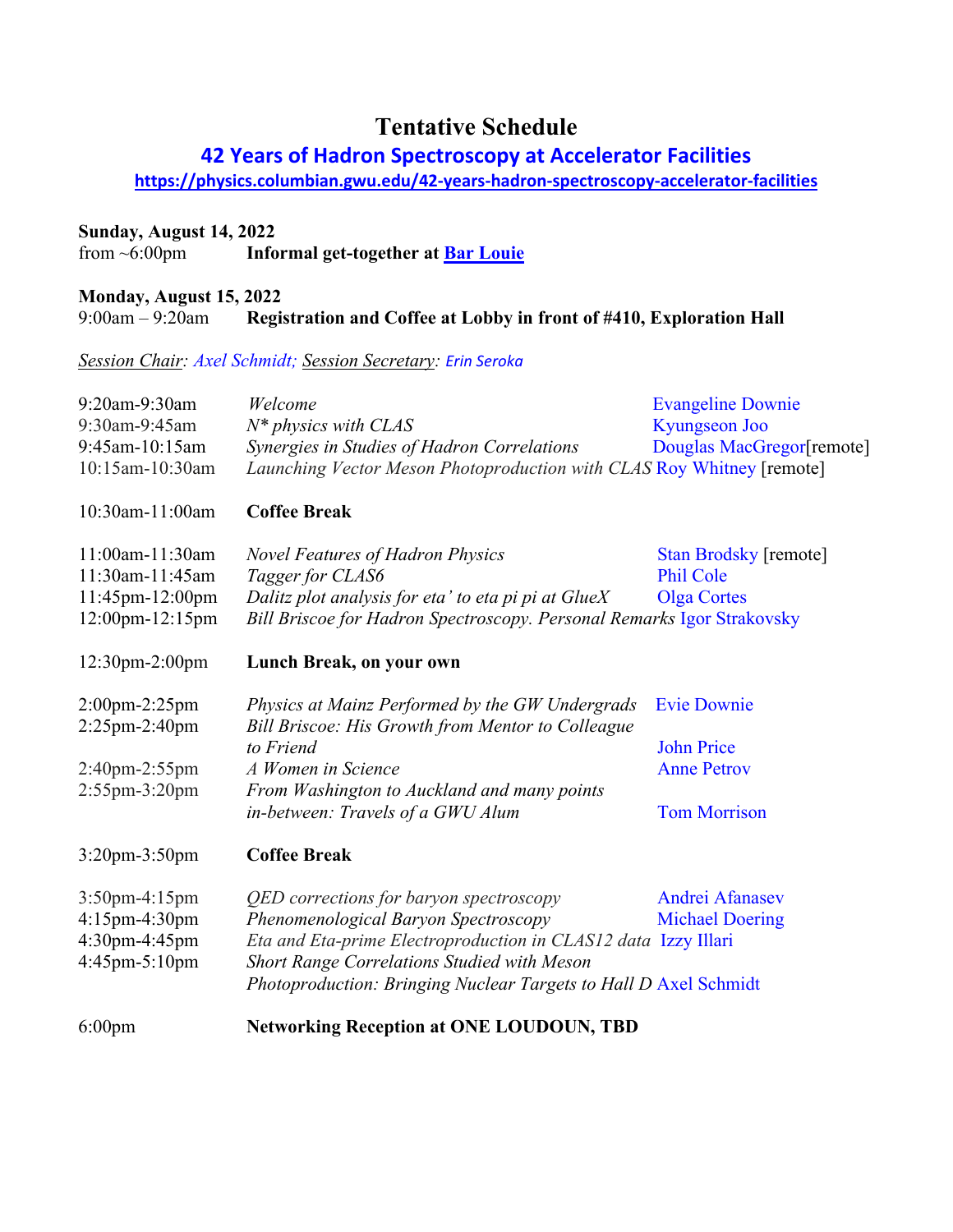# Tentative Schedule

## 42 Years of Hadron Spectroscopy at Accelerator Facilities

https://physics.columbian.gwu.edu/42-years-hadron-spectroscopy-accelerator-facilities

**Sunday, August 14, 2022**

| | |
|---|---|
| from ~6:00pm | **Informal get-together at Bar Louie** |

**Monday, August 15, 2022**

| | |
|---|---|
| 9:00am – 9:20am | **Registration and Coffee at Lobby in front of #410, Exploration Hall** |

Session Chair: *Axel Schmidt;* Session Secretary: *Erin Seroka*

| Time | Title | Speaker |
|---|---|---|
| 9:20am-9:30am | *Welcome* | Evangeline Downie |
| 9:30am-9:45am | *N* physics with CLAS* | Kyungseon Joo |
| 9:45am-10:15am | *Synergies in Studies of Hadron Correlations* | Douglas MacGregor[remote] |
| 10:15am-10:30am | *Launching Vector Meson Photoproduction with CLAS* | Roy Whitney [remote] |
| 10:30am-11:00am | **Coffee Break** | |
| 11:00am-11:30am | *Novel Features of Hadron Physics* | Stan Brodsky [remote] |
| 11:30am-11:45am | *Tagger for CLAS6* | Phil Cole |
| 11:45pm-12:00pm | *Dalitz plot analysis for eta' to eta pi pi at GlueX* | Olga Cortes |
| 12:00pm-12:15pm | *Bill Briscoe for Hadron Spectroscopy. Personal Remarks* | Igor Strakovsky |
| 12:30pm-2:00pm | **Lunch Break, on your own** | |
| 2:00pm-2:25pm | *Physics at Mainz Performed by the GW Undergrads* | Evie Downie |
| 2:25pm-2:40pm | *Bill Briscoe: His Growth from Mentor to Colleague to Friend* | John Price |
| 2:40pm-2:55pm | *A Women in Science* | Anne Petrov |
| 2:55pm-3:20pm | *From Washington to Auckland and many points in-between: Travels of a GWU Alum* | Tom Morrison |
| 3:20pm-3:50pm | **Coffee Break** | |
| 3:50pm-4:15pm | *QED corrections for baryon spectroscopy* | Andrei Afanasev |
| 4:15pm-4:30pm | *Phenomenological Baryon Spectroscopy* | Michael Doering |
| 4:30pm-4:45pm | *Eta and Eta-prime Electroproduction in CLAS12 data* | Izzy Illari |
| 4:45pm-5:10pm | *Short Range Correlations Studied with Meson Photoproduction: Bringing Nuclear Targets to Hall D* | Axel Schmidt |
| 6:00pm | **Networking Reception at ONE LOUDOUN, TBD** | |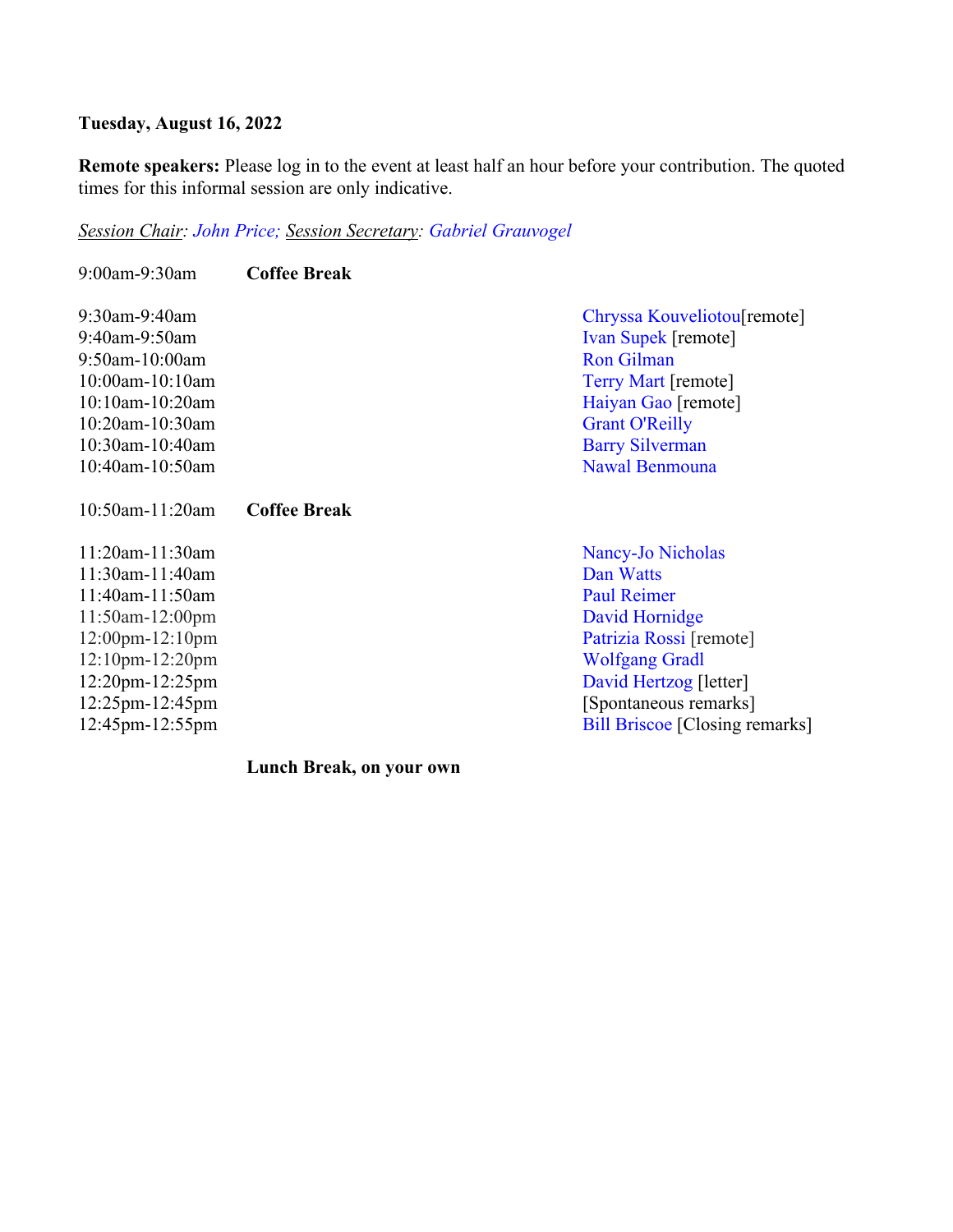**Tuesday, August 16, 2022**

**Remote speakers:** Please log in to the event at least half an hour before your contribution. The quoted times for this informal session are only indicative.

*Session Chair: John Price; Session Secretary: Gabriel Grauvogel*

| | | |
|---|---|---|
| 9:00am-9:30am | **Coffee Break** | |
| 9:30am-9:40am | | Chryssa Kouveliotou[remote] |
| 9:40am-9:50am | | Ivan Supek [remote] |
| 9:50am-10:00am | | Ron Gilman |
| 10:00am-10:10am | | Terry Mart [remote] |
| 10:10am-10:20am | | Haiyan Gao [remote] |
| 10:20am-10:30am | | Grant O'Reilly |
| 10:30am-10:40am | | Barry Silverman |
| 10:40am-10:50am | | Nawal Benmouna |
| 10:50am-11:20am | **Coffee Break** | |
| 11:20am-11:30am | | Nancy-Jo Nicholas |
| 11:30am-11:40am | | Dan Watts |
| 11:40am-11:50am | | Paul Reimer |
| 11:50am-12:00pm | | David Hornidge |
| 12:00pm-12:10pm | | Patrizia Rossi [remote] |
| 12:10pm-12:20pm | | Wolfgang Gradl |
| 12:20pm-12:25pm | | David Hertzog [letter] |
| 12:25pm-12:45pm | | [Spontaneous remarks] |
| 12:45pm-12:55pm | | Bill Briscoe [Closing remarks] |
| | **Lunch Break, on your own** | |